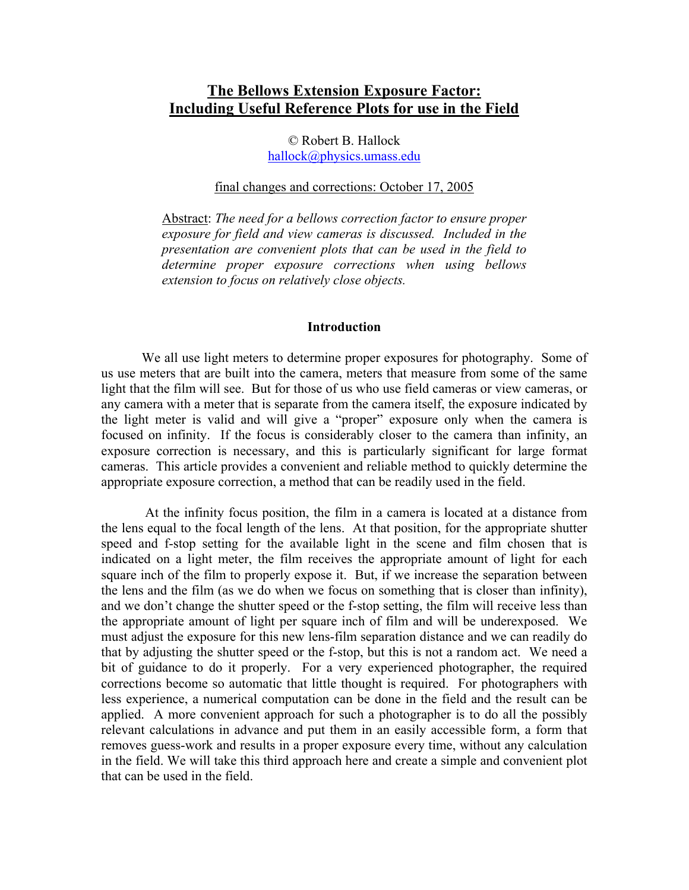# The Bellows Extension Exposure Factor: Including Useful Reference Plots for use in the Field

© Robert B. Hallock
hallock@physics.umass.edu

final changes and corrections: October 17, 2005

Abstract: *The need for a bellows correction factor to ensure proper exposure for field and view cameras is discussed. Included in the presentation are convenient plots that can be used in the field to determine proper exposure corrections when using bellows extension to focus on relatively close objects.*

## Introduction

We all use light meters to determine proper exposures for photography. Some of us use meters that are built into the camera, meters that measure from some of the same light that the film will see. But for those of us who use field cameras or view cameras, or any camera with a meter that is separate from the camera itself, the exposure indicated by the light meter is valid and will give a "proper" exposure only when the camera is focused on infinity. If the focus is considerably closer to the camera than infinity, an exposure correction is necessary, and this is particularly significant for large format cameras. This article provides a convenient and reliable method to quickly determine the appropriate exposure correction, a method that can be readily used in the field.

At the infinity focus position, the film in a camera is located at a distance from the lens equal to the focal length of the lens. At that position, for the appropriate shutter speed and f-stop setting for the available light in the scene and film chosen that is indicated on a light meter, the film receives the appropriate amount of light for each square inch of the film to properly expose it. But, if we increase the separation between the lens and the film (as we do when we focus on something that is closer than infinity), and we don't change the shutter speed or the f-stop setting, the film will receive less than the appropriate amount of light per square inch of film and will be underexposed. We must adjust the exposure for this new lens-film separation distance and we can readily do that by adjusting the shutter speed or the f-stop, but this is not a random act. We need a bit of guidance to do it properly. For a very experienced photographer, the required corrections become so automatic that little thought is required. For photographers with less experience, a numerical computation can be done in the field and the result can be applied. A more convenient approach for such a photographer is to do all the possibly relevant calculations in advance and put them in an easily accessible form, a form that removes guess-work and results in a proper exposure every time, without any calculation in the field. We will take this third approach here and create a simple and convenient plot that can be used in the field.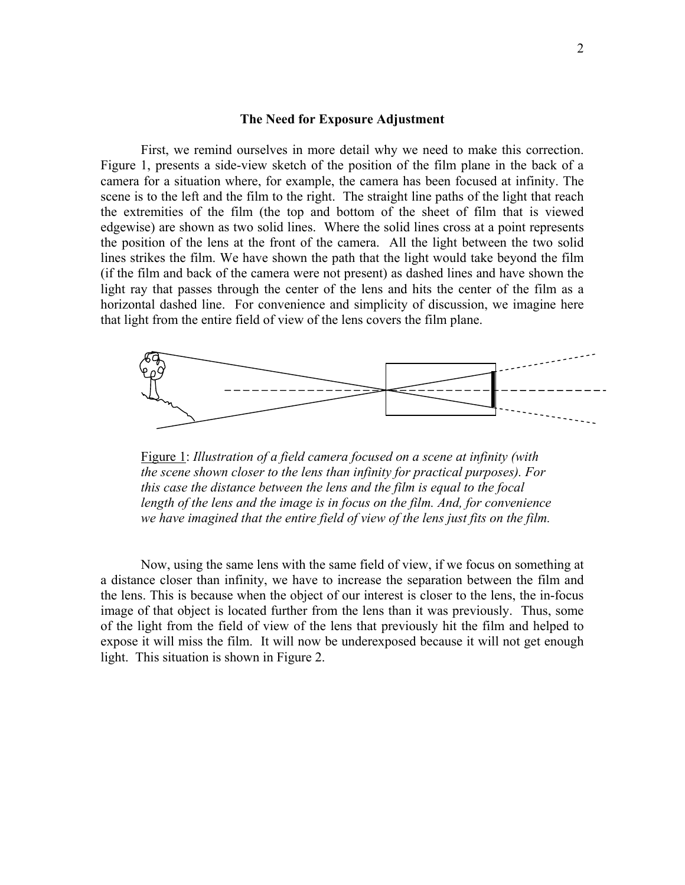### The Need for Exposure Adjustment

First, we remind ourselves in more detail why we need to make this correction. Figure 1, presents a side-view sketch of the position of the film plane in the back of a camera for a situation where, for example, the camera has been focused at infinity. The scene is to the left and the film to the right. The straight line paths of the light that reach the extremities of the film (the top and bottom of the sheet of film that is viewed edgewise) are shown as two solid lines. Where the solid lines cross at a point represents the position of the lens at the front of the camera. All the light between the two solid lines strikes the film. We have shown the path that the light would take beyond the film (if the film and back of the camera were not present) as dashed lines and have shown the light ray that passes through the center of the lens and hits the center of the film as a horizontal dashed line. For convenience and simplicity of discussion, we imagine here that light from the entire field of view of the lens covers the film plane.

Figure 1: *Illustration of a field camera focused on a scene at infinity (with the scene shown closer to the lens than infinity for practical purposes). For this case the distance between the lens and the film is equal to the focal length of the lens and the image is in focus on the film. And, for convenience we have imagined that the entire field of view of the lens just fits on the film.*

Now, using the same lens with the same field of view, if we focus on something at a distance closer than infinity, we have to increase the separation between the film and the lens. This is because when the object of our interest is closer to the lens, the in-focus image of that object is located further from the lens than it was previously. Thus, some of the light from the field of view of the lens that previously hit the film and helped to expose it will miss the film. It will now be underexposed because it will not get enough light. This situation is shown in Figure 2.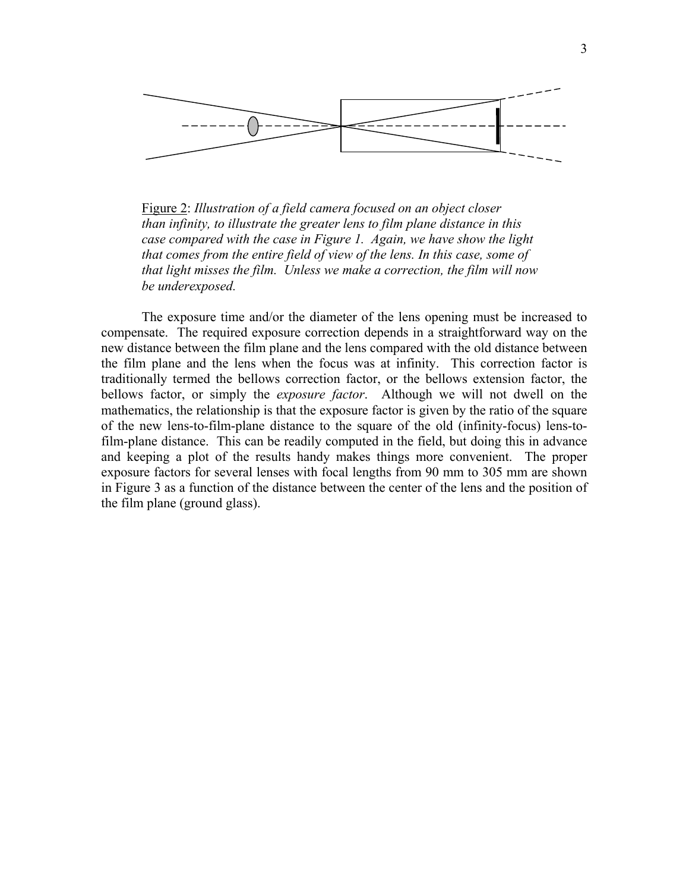Figure 2: *Illustration of a field camera focused on an object closer than infinity, to illustrate the greater lens to film plane distance in this case compared with the case in Figure 1. Again, we have show the light that comes from the entire field of view of the lens. In this case, some of that light misses the film. Unless we make a correction, the film will now be underexposed.*

The exposure time and/or the diameter of the lens opening must be increased to compensate. The required exposure correction depends in a straightforward way on the new distance between the film plane and the lens compared with the old distance between the film plane and the lens when the focus was at infinity. This correction factor is traditionally termed the bellows correction factor, or the bellows extension factor, the bellows factor, or simply the *exposure factor*. Although we will not dwell on the mathematics, the relationship is that the exposure factor is given by the ratio of the square of the new lens-to-film-plane distance to the square of the old (infinity-focus) lens-to-film-plane distance. This can be readily computed in the field, but doing this in advance and keeping a plot of the results handy makes things more convenient. The proper exposure factors for several lenses with focal lengths from 90 mm to 305 mm are shown in Figure 3 as a function of the distance between the center of the lens and the position of the film plane (ground glass).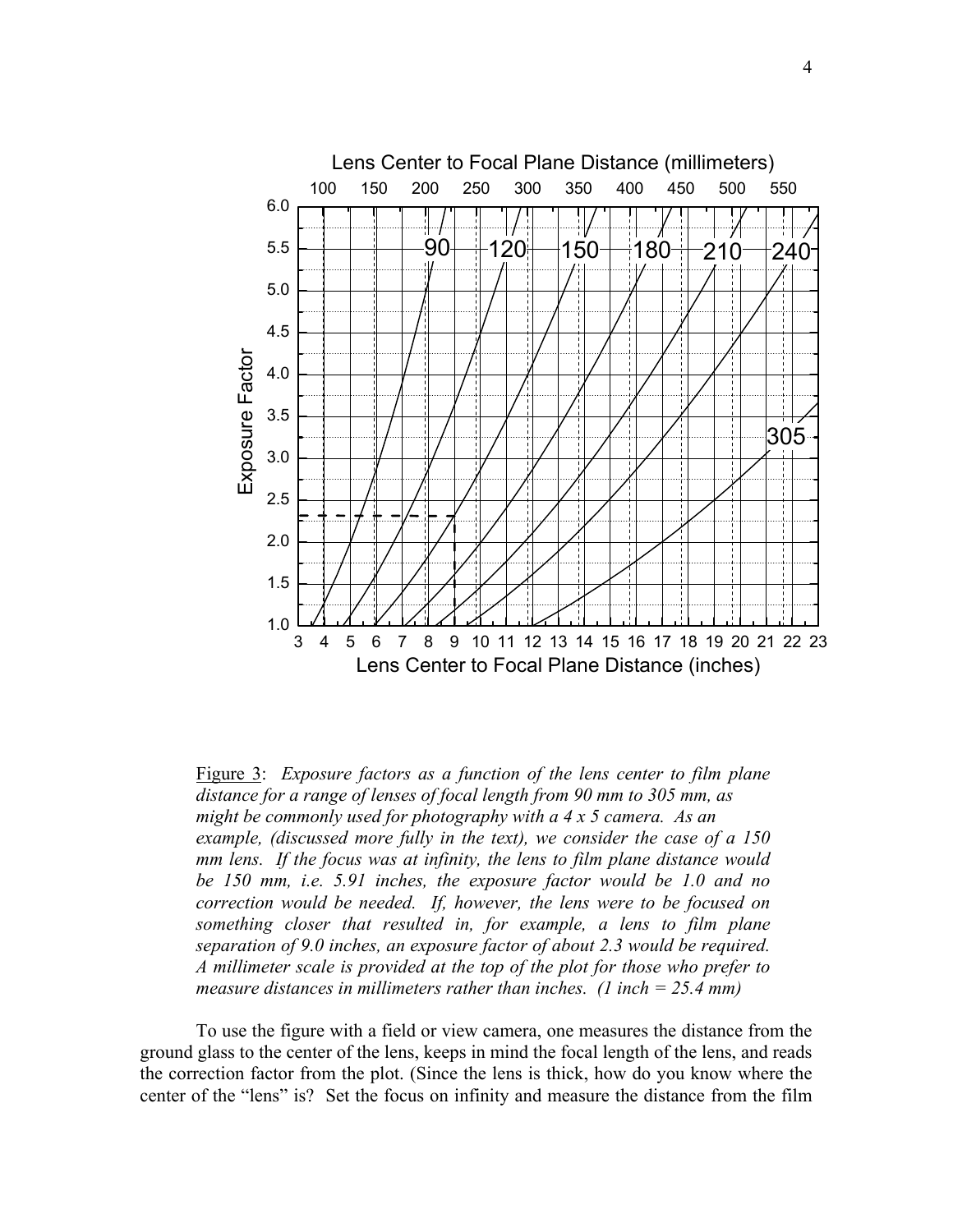Figure 3: *Exposure factors as a function of the lens center to film plane distance for a range of lenses of focal length from 90 mm to 305 mm, as might be commonly used for photography with a 4 x 5 camera. As an example, (discussed more fully in the text), we consider the case of a 150 mm lens. If the focus was at infinity, the lens to film plane distance would be 150 mm, i.e. 5.91 inches, the exposure factor would be 1.0 and no correction would be needed. If, however, the lens were to be focused on something closer that resulted in, for example, a lens to film plane separation of 9.0 inches, an exposure factor of about 2.3 would be required. A millimeter scale is provided at the top of the plot for those who prefer to measure distances in millimeters rather than inches. (1 inch = 25.4 mm)*

To use the figure with a field or view camera, one measures the distance from the ground glass to the center of the lens, keeps in mind the focal length of the lens, and reads the correction factor from the plot. (Since the lens is thick, how do you know where the center of the "lens" is? Set the focus on infinity and measure the distance from the film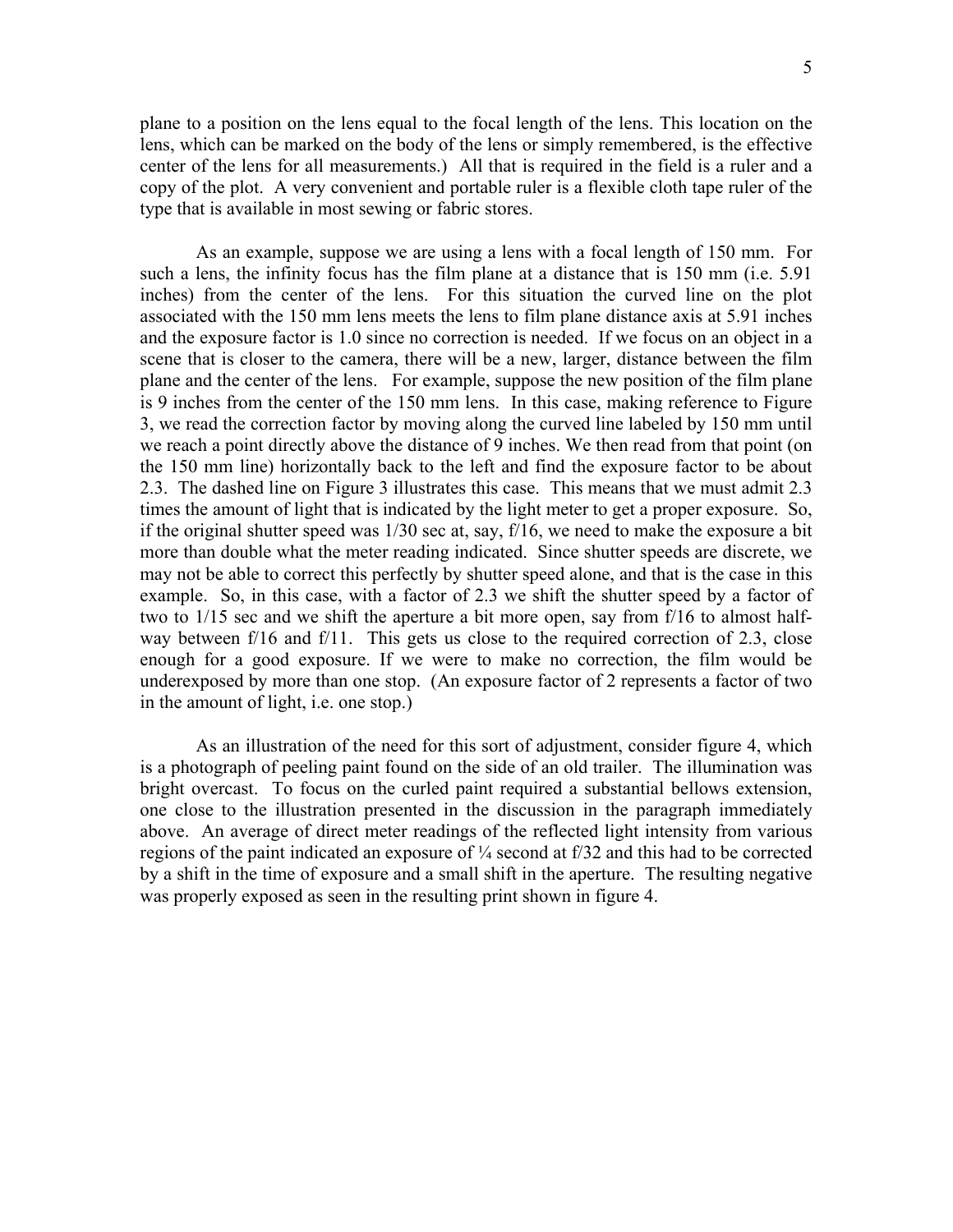plane to a position on the lens equal to the focal length of the lens. This location on the lens, which can be marked on the body of the lens or simply remembered, is the effective center of the lens for all measurements.) All that is required in the field is a ruler and a copy of the plot. A very convenient and portable ruler is a flexible cloth tape ruler of the type that is available in most sewing or fabric stores.

As an example, suppose we are using a lens with a focal length of 150 mm. For such a lens, the infinity focus has the film plane at a distance that is 150 mm (i.e. 5.91 inches) from the center of the lens. For this situation the curved line on the plot associated with the 150 mm lens meets the lens to film plane distance axis at 5.91 inches and the exposure factor is 1.0 since no correction is needed. If we focus on an object in a scene that is closer to the camera, there will be a new, larger, distance between the film plane and the center of the lens. For example, suppose the new position of the film plane is 9 inches from the center of the 150 mm lens. In this case, making reference to Figure 3, we read the correction factor by moving along the curved line labeled by 150 mm until we reach a point directly above the distance of 9 inches. We then read from that point (on the 150 mm line) horizontally back to the left and find the exposure factor to be about 2.3. The dashed line on Figure 3 illustrates this case. This means that we must admit 2.3 times the amount of light that is indicated by the light meter to get a proper exposure. So, if the original shutter speed was 1/30 sec at, say, f/16, we need to make the exposure a bit more than double what the meter reading indicated. Since shutter speeds are discrete, we may not be able to correct this perfectly by shutter speed alone, and that is the case in this example. So, in this case, with a factor of 2.3 we shift the shutter speed by a factor of two to 1/15 sec and we shift the aperture a bit more open, say from f/16 to almost half-way between f/16 and f/11. This gets us close to the required correction of 2.3, close enough for a good exposure. If we were to make no correction, the film would be underexposed by more than one stop. (An exposure factor of 2 represents a factor of two in the amount of light, i.e. one stop.)

As an illustration of the need for this sort of adjustment, consider figure 4, which is a photograph of peeling paint found on the side of an old trailer. The illumination was bright overcast. To focus on the curled paint required a substantial bellows extension, one close to the illustration presented in the discussion in the paragraph immediately above. An average of direct meter readings of the reflected light intensity from various regions of the paint indicated an exposure of ¼ second at f/32 and this had to be corrected by a shift in the time of exposure and a small shift in the aperture. The resulting negative was properly exposed as seen in the resulting print shown in figure 4.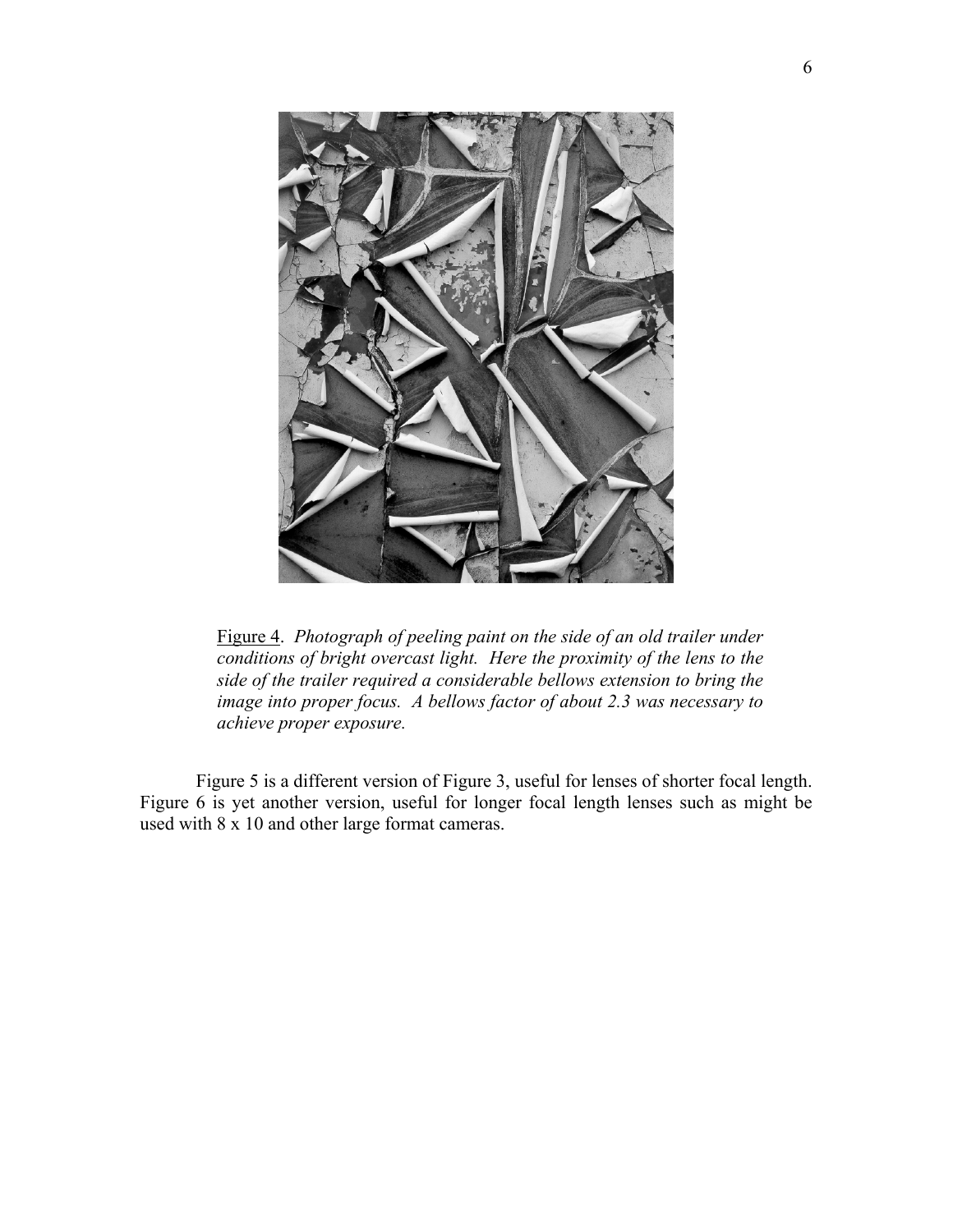<u>Figure 4</u>. *Photograph of peeling paint on the side of an old trailer under conditions of bright overcast light. Here the proximity of the lens to the side of the trailer required a considerable bellows extension to bring the image into proper focus. A bellows factor of about 2.3 was necessary to achieve proper exposure.*

Figure 5 is a different version of Figure 3, useful for lenses of shorter focal length. Figure 6 is yet another version, useful for longer focal length lenses such as might be used with 8 x 10 and other large format cameras.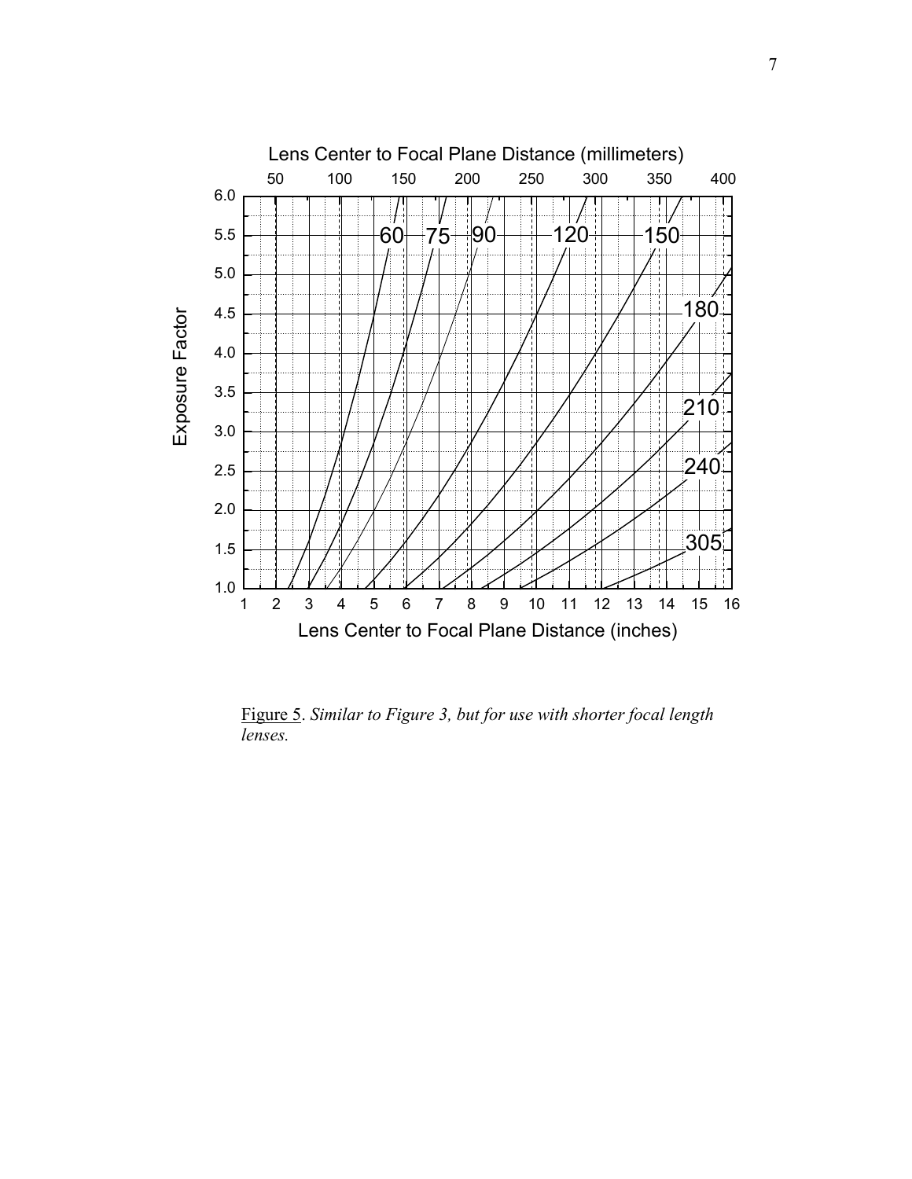Figure 5. *Similar to Figure 3, but for use with shorter focal length lenses.*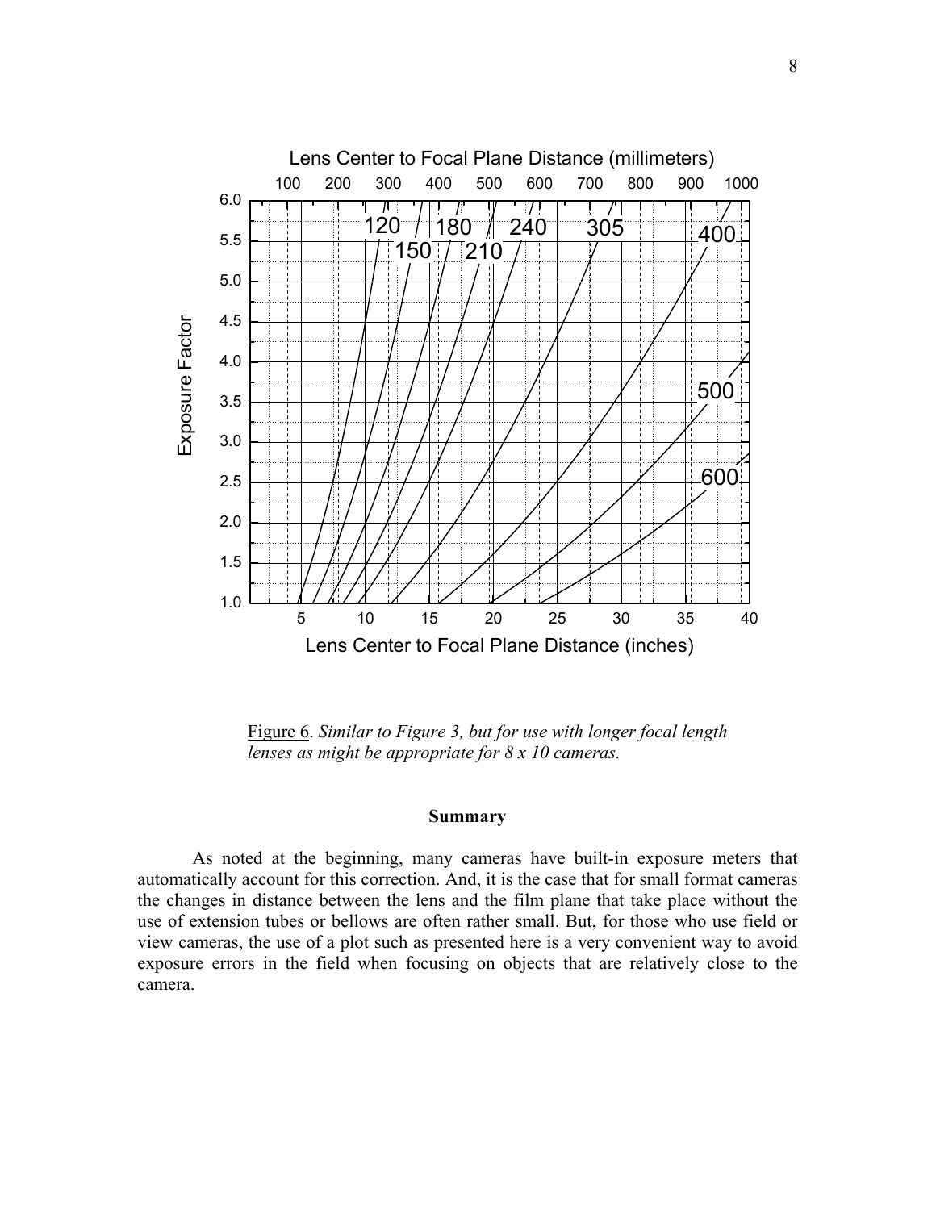Figure 6. *Similar to Figure 3, but for use with longer focal length lenses as might be appropriate for 8 x 10 cameras.*

**Summary**

As noted at the beginning, many cameras have built-in exposure meters that automatically account for this correction. And, it is the case that for small format cameras the changes in distance between the lens and the film plane that take place without the use of extension tubes or bellows are often rather small. But, for those who use field or view cameras, the use of a plot such as presented here is a very convenient way to avoid exposure errors in the field when focusing on objects that are relatively close to the camera.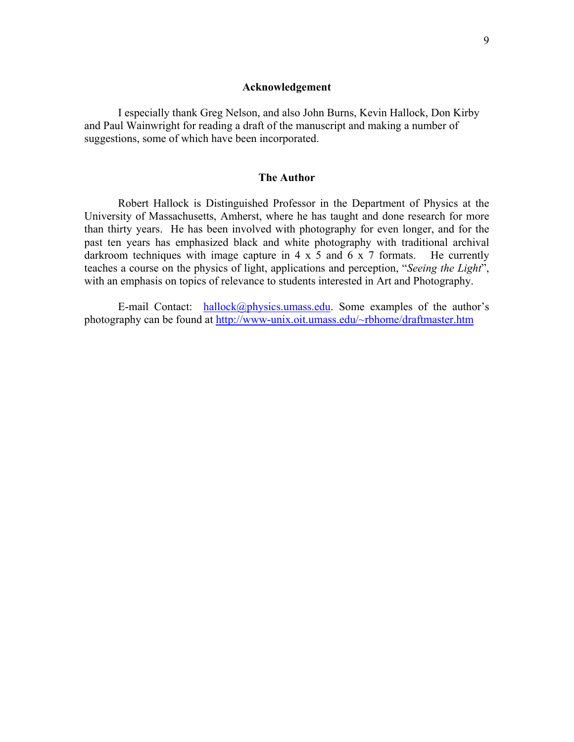## Acknowledgement

I especially thank Greg Nelson, and also John Burns, Kevin Hallock, Don Kirby and Paul Wainwright for reading a draft of the manuscript and making a number of suggestions, some of which have been incorporated.

## The Author

Robert Hallock is Distinguished Professor in the Department of Physics at the University of Massachusetts, Amherst, where he has taught and done research for more than thirty years. He has been involved with photography for even longer, and for the past ten years has emphasized black and white photography with traditional archival darkroom techniques with image capture in 4 x 5 and 6 x 7 formats. He currently teaches a course on the physics of light, applications and perception, "*Seeing the Light*", with an emphasis on topics of relevance to students interested in Art and Photography.

E-mail Contact: hallock@physics.umass.edu. Some examples of the author's photography can be found at http://www-unix.oit.umass.edu/~rbhome/draftmaster.htm